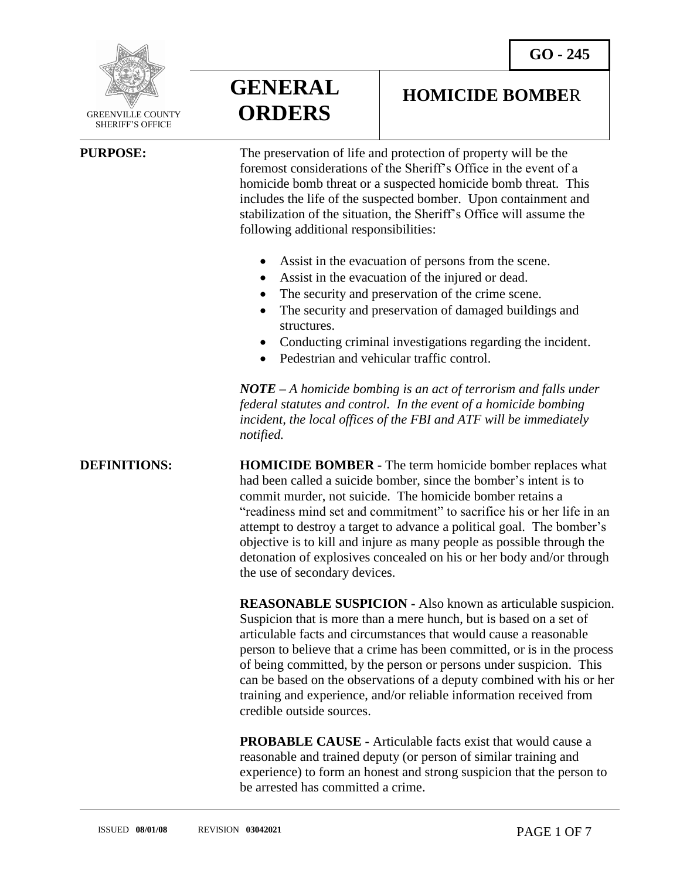GREENVILLE COUNTY SHERIFF'S OFFICE

# GENERAL ORDERS

## HOMICIDE BOMBER

**GO - 245**

**PURPOSE:**

The preservation of life and protection of property will be the foremost considerations of the Sheriff's Office in the event of a homicide bomb threat or a suspected homicide bomb threat. This includes the life of the suspected bomber. Upon containment and stabilization of the situation, the Sheriff's Office will assume the following additional responsibilities:

- Assist in the evacuation of persons from the scene.
- Assist in the evacuation of the injured or dead.
- The security and preservation of the crime scene.
- The security and preservation of damaged buildings and structures.
- Conducting criminal investigations regarding the incident.
- Pedestrian and vehicular traffic control.

***NOTE*** *– A homicide bombing is an act of terrorism and falls under federal statutes and control. In the event of a homicide bombing incident, the local offices of the FBI and ATF will be immediately notified.*

**DEFINITIONS:**

**HOMICIDE BOMBER -** The term homicide bomber replaces what had been called a suicide bomber, since the bomber's intent is to commit murder, not suicide. The homicide bomber retains a "readiness mind set and commitment" to sacrifice his or her life in an attempt to destroy a target to advance a political goal. The bomber's objective is to kill and injure as many people as possible through the detonation of explosives concealed on his or her body and/or through the use of secondary devices.

**REASONABLE SUSPICION -** Also known as articulable suspicion. Suspicion that is more than a mere hunch, but is based on a set of articulable facts and circumstances that would cause a reasonable person to believe that a crime has been committed, or is in the process of being committed, by the person or persons under suspicion. This can be based on the observations of a deputy combined with his or her training and experience, and/or reliable information received from credible outside sources.

**PROBABLE CAUSE -** Articulable facts exist that would cause a reasonable and trained deputy (or person of similar training and experience) to form an honest and strong suspicion that the person to be arrested has committed a crime.

ISSUED **08/01/08** REVISION **03042021**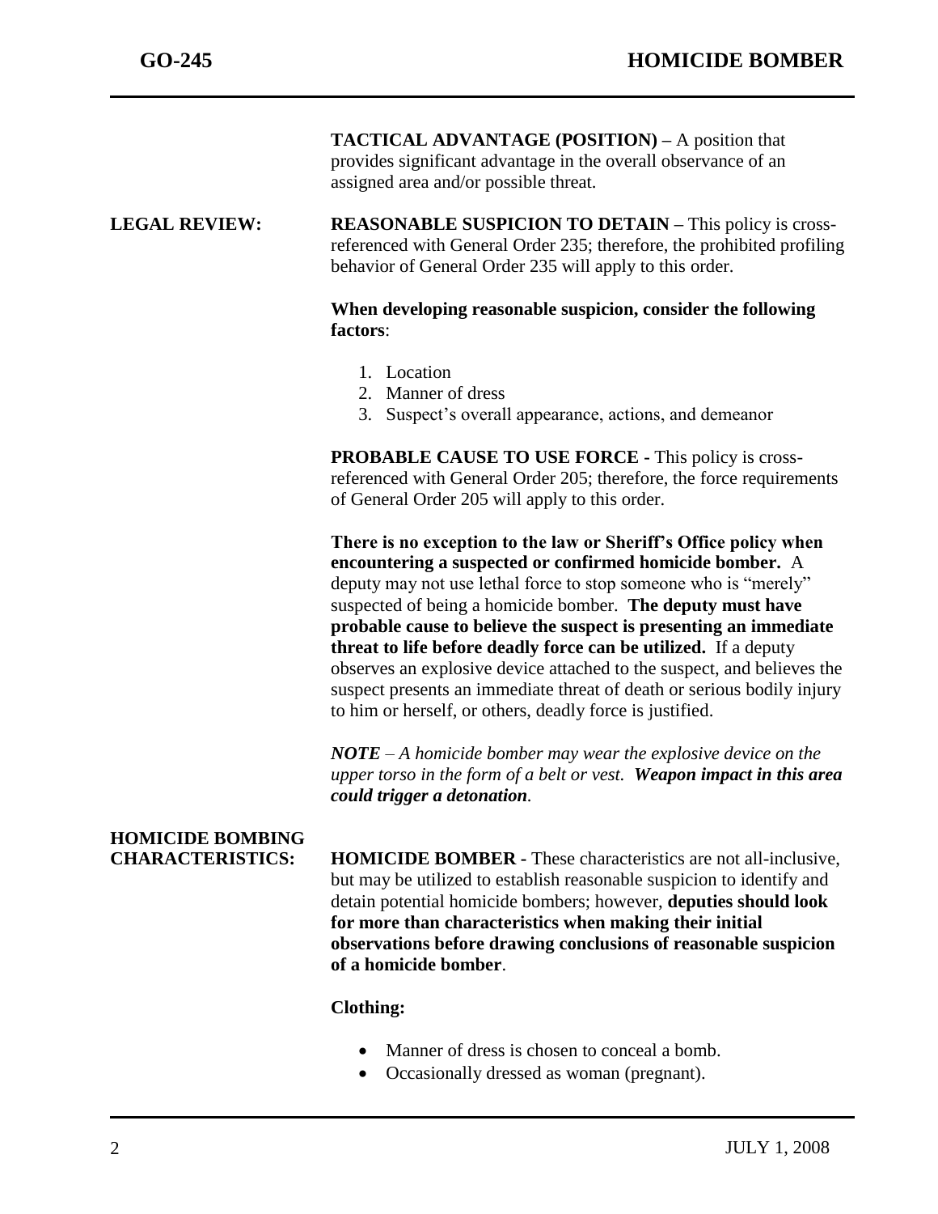**TACTICAL ADVANTAGE (POSITION) –** A position that provides significant advantage in the overall observance of an assigned area and/or possible threat.

## LEGAL REVIEW:

**REASONABLE SUSPICION TO DETAIN –** This policy is cross-referenced with General Order 235; therefore, the prohibited profiling behavior of General Order 235 will apply to this order.

**When developing reasonable suspicion, consider the following factors**:

1. Location
2. Manner of dress
3. Suspect's overall appearance, actions, and demeanor

**PROBABLE CAUSE TO USE FORCE -** This policy is cross-referenced with General Order 205; therefore, the force requirements of General Order 205 will apply to this order.

**There is no exception to the law or Sheriff's Office policy when encountering a suspected or confirmed homicide bomber.** A deputy may not use lethal force to stop someone who is "merely" suspected of being a homicide bomber. **The deputy must have probable cause to believe the suspect is presenting an immediate threat to life before deadly force can be utilized.** If a deputy observes an explosive device attached to the suspect, and believes the suspect presents an immediate threat of death or serious bodily injury to him or herself, or others, deadly force is justified.

***NOTE*** *– A homicide bomber may wear the explosive device on the upper torso in the form of a belt or vest.* ***Weapon impact in this area could trigger a detonation****.*

## HOMICIDE BOMBING CHARACTERISTICS:

**HOMICIDE BOMBER -** These characteristics are not all-inclusive, but may be utilized to establish reasonable suspicion to identify and detain potential homicide bombers; however, **deputies should look for more than characteristics when making their initial observations before drawing conclusions of reasonable suspicion of a homicide bomber**.

**Clothing:**

- Manner of dress is chosen to conceal a bomb.
- Occasionally dressed as woman (pregnant).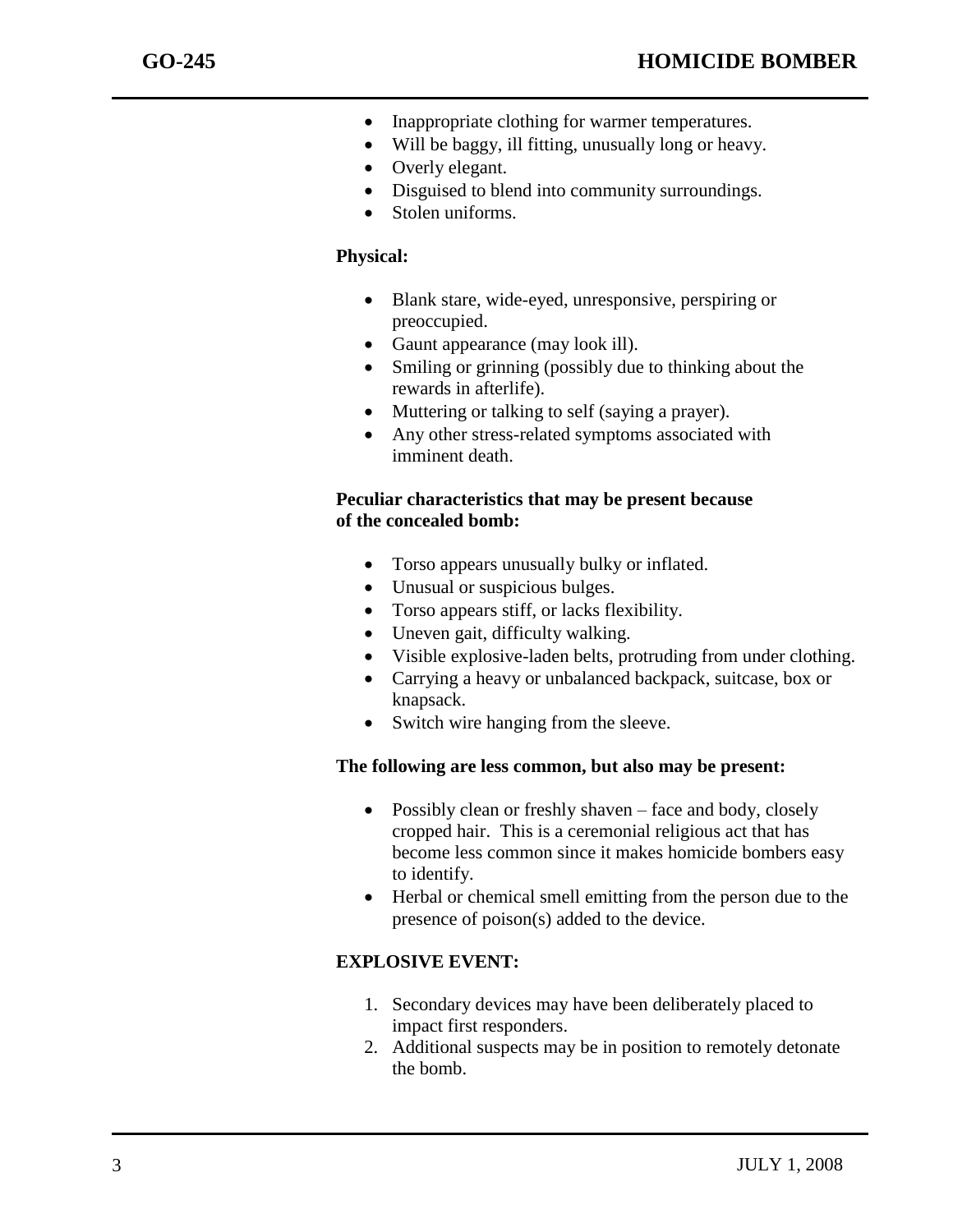- Inappropriate clothing for warmer temperatures.
- Will be baggy, ill fitting, unusually long or heavy.
- Overly elegant.
- Disguised to blend into community surroundings.
- Stolen uniforms.

**Physical:**

- Blank stare, wide-eyed, unresponsive, perspiring or preoccupied.
- Gaunt appearance (may look ill).
- Smiling or grinning (possibly due to thinking about the rewards in afterlife).
- Muttering or talking to self (saying a prayer).
- Any other stress-related symptoms associated with imminent death.

**Peculiar characteristics that may be present because of the concealed bomb:**

- Torso appears unusually bulky or inflated.
- Unusual or suspicious bulges.
- Torso appears stiff, or lacks flexibility.
- Uneven gait, difficulty walking.
- Visible explosive-laden belts, protruding from under clothing.
- Carrying a heavy or unbalanced backpack, suitcase, box or knapsack.
- Switch wire hanging from the sleeve.

**The following are less common, but also may be present:**

- Possibly clean or freshly shaven – face and body, closely cropped hair. This is a ceremonial religious act that has become less common since it makes homicide bombers easy to identify.
- Herbal or chemical smell emitting from the person due to the presence of poison(s) added to the device.

**EXPLOSIVE EVENT:**

1. Secondary devices may have been deliberately placed to impact first responders.
2. Additional suspects may be in position to remotely detonate the bomb.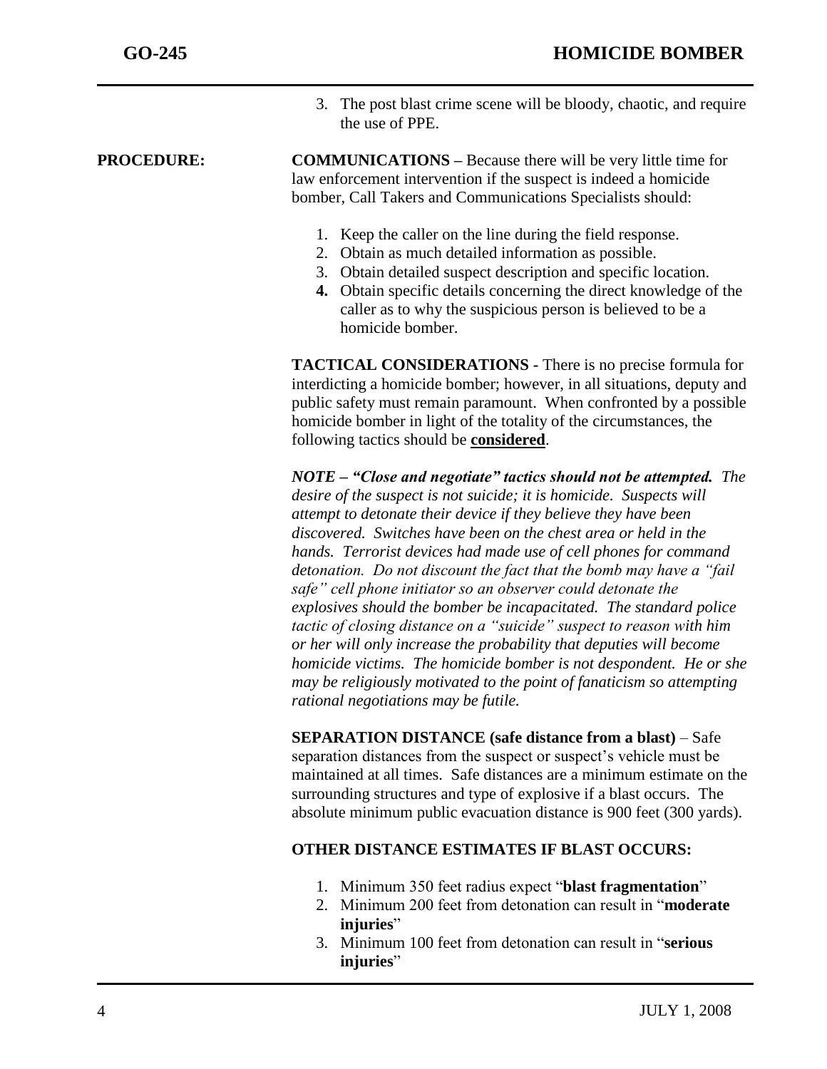3. The post blast crime scene will be bloody, chaotic, and require the use of PPE.

**PROCEDURE:**

**COMMUNICATIONS –** Because there will be very little time for law enforcement intervention if the suspect is indeed a homicide bomber, Call Takers and Communications Specialists should:

1. Keep the caller on the line during the field response.
2. Obtain as much detailed information as possible.
3. Obtain detailed suspect description and specific location.
4. Obtain specific details concerning the direct knowledge of the caller as to why the suspicious person is believed to be a homicide bomber.

**TACTICAL CONSIDERATIONS -** There is no precise formula for interdicting a homicide bomber; however, in all situations, deputy and public safety must remain paramount. When confronted by a possible homicide bomber in light of the totality of the circumstances, the following tactics should be **considered**.

***NOTE – "Close and negotiate" tactics should not be attempted.*** *The desire of the suspect is not suicide; it is homicide. Suspects will attempt to detonate their device if they believe they have been discovered. Switches have been on the chest area or held in the hands. Terrorist devices had made use of cell phones for command detonation. Do not discount the fact that the bomb may have a "fail safe" cell phone initiator so an observer could detonate the explosives should the bomber be incapacitated. The standard police tactic of closing distance on a "suicide" suspect to reason with him or her will only increase the probability that deputies will become homicide victims. The homicide bomber is not despondent. He or she may be religiously motivated to the point of fanaticism so attempting rational negotiations may be futile.*

**SEPARATION DISTANCE (safe distance from a blast)** – Safe separation distances from the suspect or suspect's vehicle must be maintained at all times. Safe distances are a minimum estimate on the surrounding structures and type of explosive if a blast occurs. The absolute minimum public evacuation distance is 900 feet (300 yards).

**OTHER DISTANCE ESTIMATES IF BLAST OCCURS:**

1. Minimum 350 feet radius expect "**blast fragmentation**"
2. Minimum 200 feet from detonation can result in "**moderate injuries**"
3. Minimum 100 feet from detonation can result in "**serious injuries**"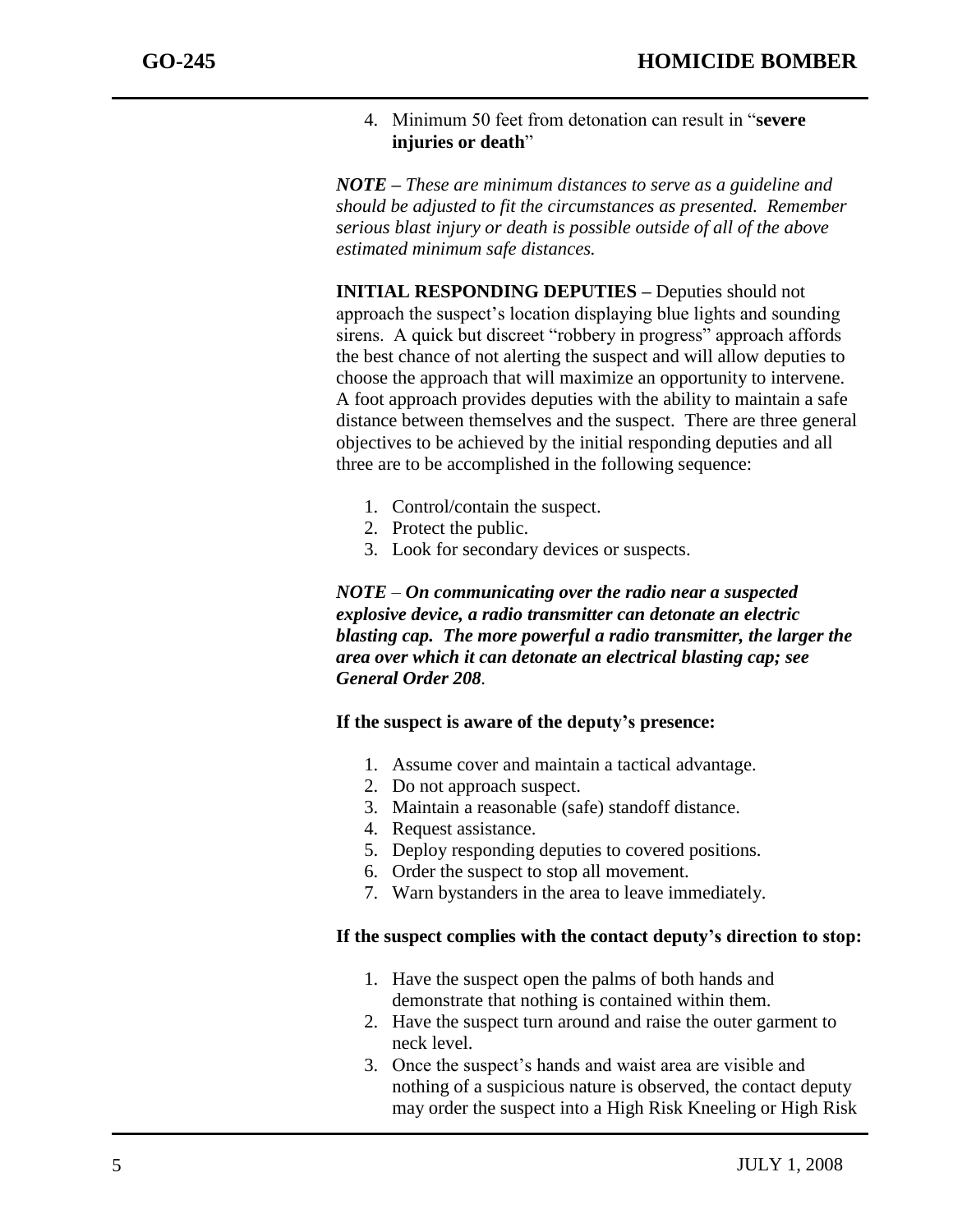4. Minimum 50 feet from detonation can result in "**severe injuries or death**"

***NOTE** – These are minimum distances to serve as a guideline and should be adjusted to fit the circumstances as presented. Remember serious blast injury or death is possible outside of all of the above estimated minimum safe distances.*

**INITIAL RESPONDING DEPUTIES –** Deputies should not approach the suspect's location displaying blue lights and sounding sirens. A quick but discreet "robbery in progress" approach affords the best chance of not alerting the suspect and will allow deputies to choose the approach that will maximize an opportunity to intervene. A foot approach provides deputies with the ability to maintain a safe distance between themselves and the suspect. There are three general objectives to be achieved by the initial responding deputies and all three are to be accomplished in the following sequence:

1. Control/contain the suspect.
2. Protect the public.
3. Look for secondary devices or suspects.

***NOTE** – **On communicating over the radio near a suspected explosive device, a radio transmitter can detonate an electric blasting cap. The more powerful a radio transmitter, the larger the area over which it can detonate an electrical blasting cap; see General Order 208**.*

**If the suspect is aware of the deputy's presence:**

1. Assume cover and maintain a tactical advantage.
2. Do not approach suspect.
3. Maintain a reasonable (safe) standoff distance.
4. Request assistance.
5. Deploy responding deputies to covered positions.
6. Order the suspect to stop all movement.
7. Warn bystanders in the area to leave immediately.

**If the suspect complies with the contact deputy's direction to stop:**

1. Have the suspect open the palms of both hands and demonstrate that nothing is contained within them.
2. Have the suspect turn around and raise the outer garment to neck level.
3. Once the suspect's hands and waist area are visible and nothing of a suspicious nature is observed, the contact deputy may order the suspect into a High Risk Kneeling or High Risk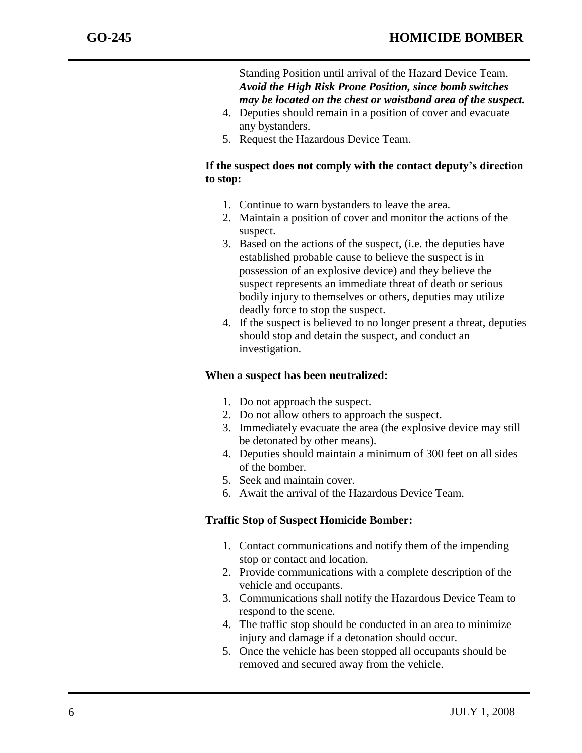Standing Position until arrival of the Hazard Device Team. ***Avoid the High Risk Prone Position, since bomb switches may be located on the chest or waistband area of the suspect.***

4. Deputies should remain in a position of cover and evacuate any bystanders.
5. Request the Hazardous Device Team.

**If the suspect does not comply with the contact deputy's direction to stop:**

1. Continue to warn bystanders to leave the area.
2. Maintain a position of cover and monitor the actions of the suspect.
3. Based on the actions of the suspect, (i.e. the deputies have established probable cause to believe the suspect is in possession of an explosive device) and they believe the suspect represents an immediate threat of death or serious bodily injury to themselves or others, deputies may utilize deadly force to stop the suspect.
4. If the suspect is believed to no longer present a threat, deputies should stop and detain the suspect, and conduct an investigation.

**When a suspect has been neutralized:**

1. Do not approach the suspect.
2. Do not allow others to approach the suspect.
3. Immediately evacuate the area (the explosive device may still be detonated by other means).
4. Deputies should maintain a minimum of 300 feet on all sides of the bomber.
5. Seek and maintain cover.
6. Await the arrival of the Hazardous Device Team.

**Traffic Stop of Suspect Homicide Bomber:**

1. Contact communications and notify them of the impending stop or contact and location.
2. Provide communications with a complete description of the vehicle and occupants.
3. Communications shall notify the Hazardous Device Team to respond to the scene.
4. The traffic stop should be conducted in an area to minimize injury and damage if a detonation should occur.
5. Once the vehicle has been stopped all occupants should be removed and secured away from the vehicle.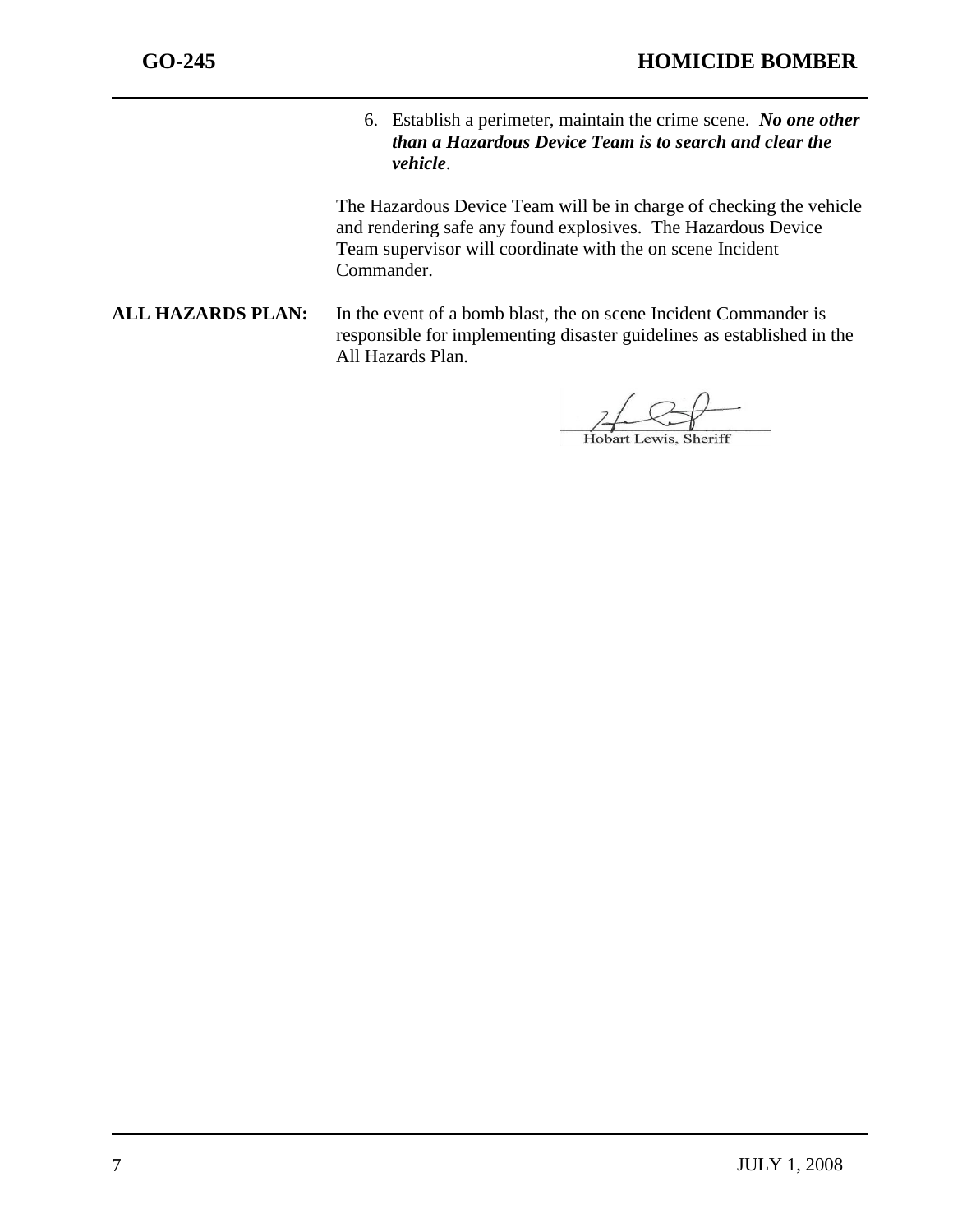6. Establish a perimeter, maintain the crime scene. ***No one other than a Hazardous Device Team is to search and clear the vehicle***.

The Hazardous Device Team will be in charge of checking the vehicle and rendering safe any found explosives. The Hazardous Device Team supervisor will coordinate with the on scene Incident Commander.

**ALL HAZARDS PLAN:** In the event of a bomb blast, the on scene Incident Commander is responsible for implementing disaster guidelines as established in the All Hazards Plan.

Hobart Lewis, Sheriff